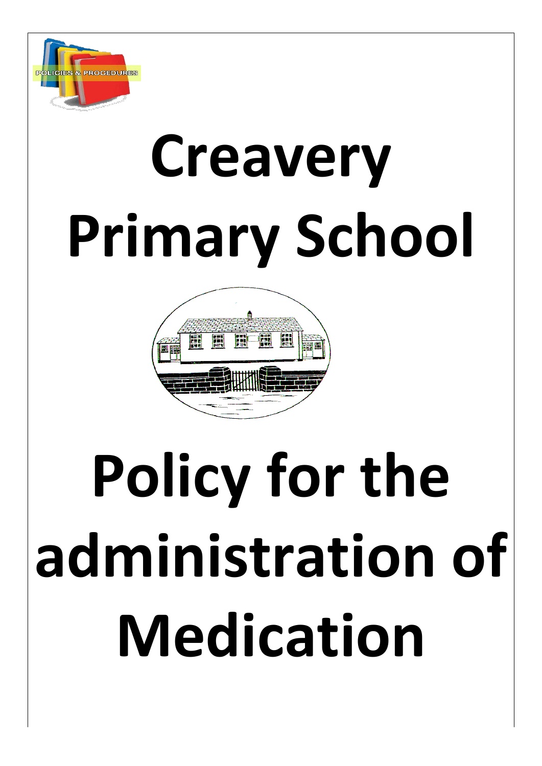POLICIES & PROCEDURES

# Creavery Primary School

# Policy for the administration of Medication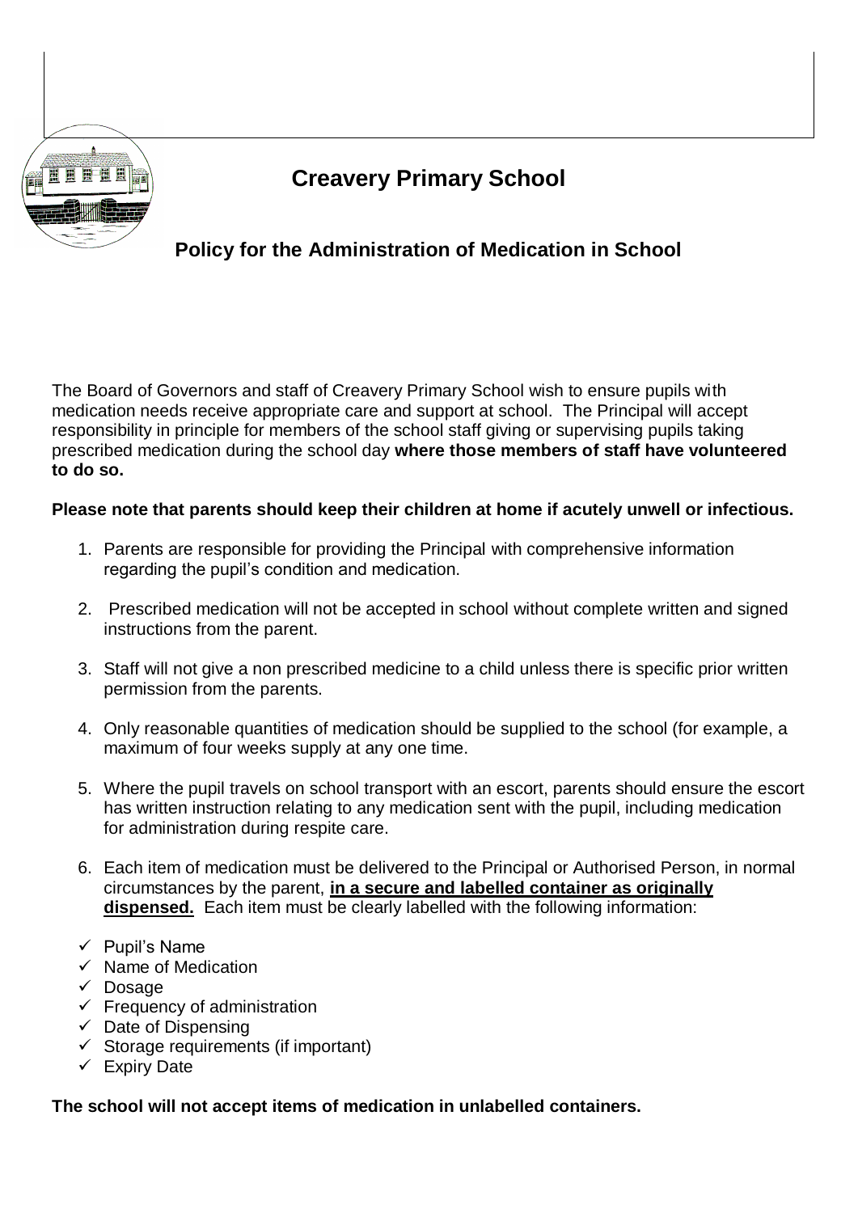# Creavery Primary School

## Policy for the Administration of Medication in School

The Board of Governors and staff of Creavery Primary School wish to ensure pupils with medication needs receive appropriate care and support at school. The Principal will accept responsibility in principle for members of the school staff giving or supervising pupils taking prescribed medication during the school day **where those members of staff have volunteered to do so.**

**Please note that parents should keep their children at home if acutely unwell or infectious.**

1. Parents are responsible for providing the Principal with comprehensive information regarding the pupil's condition and medication.

2. Prescribed medication will not be accepted in school without complete written and signed instructions from the parent.

3. Staff will not give a non prescribed medicine to a child unless there is specific prior written permission from the parents.

4. Only reasonable quantities of medication should be supplied to the school (for example, a maximum of four weeks supply at any one time.

5. Where the pupil travels on school transport with an escort, parents should ensure the escort has written instruction relating to any medication sent with the pupil, including medication for administration during respite care.

6. Each item of medication must be delivered to the Principal or Authorised Person, in normal circumstances by the parent, **<u>in a secure and labelled container as originally dispensed.</u>** Each item must be clearly labelled with the following information:

- ✓ Pupil's Name
- ✓ Name of Medication
- ✓ Dosage
- ✓ Frequency of administration
- ✓ Date of Dispensing
- ✓ Storage requirements (if important)
- ✓ Expiry Date

**The school will not accept items of medication in unlabelled containers.**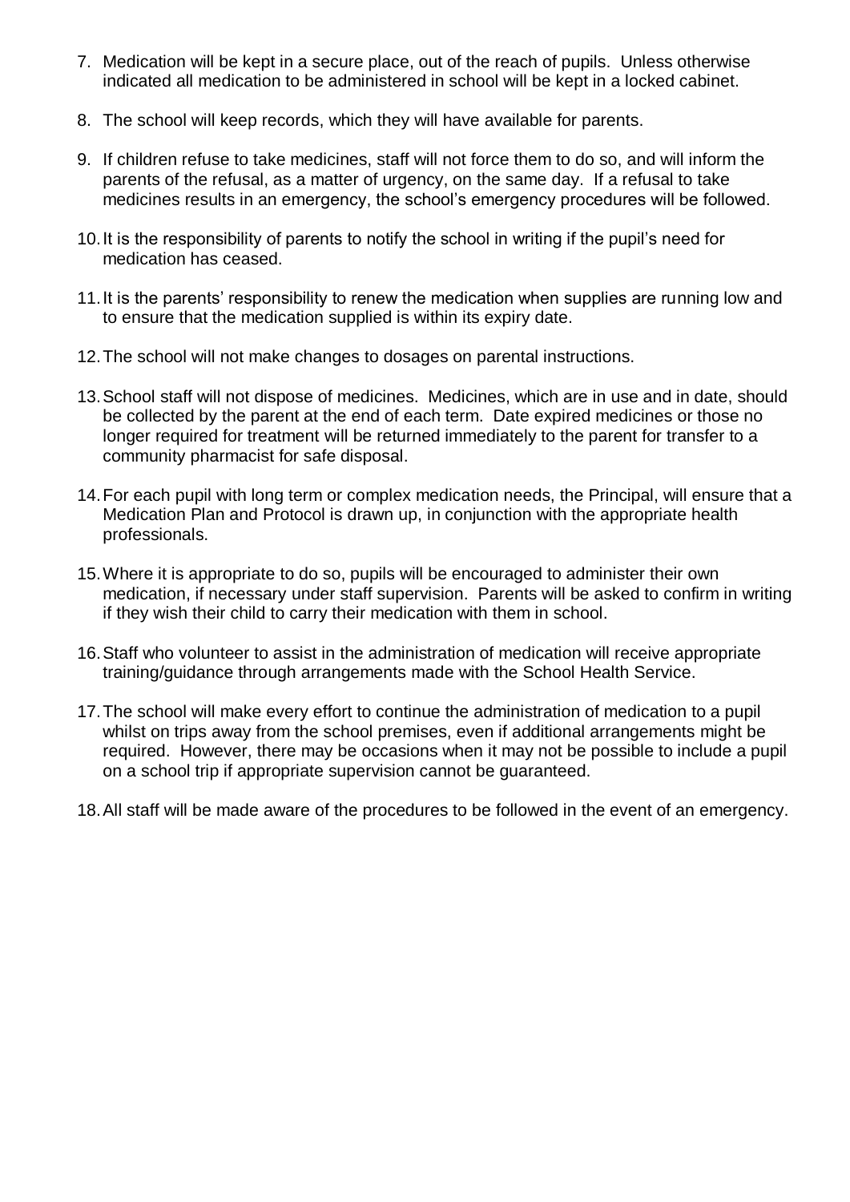7. Medication will be kept in a secure place, out of the reach of pupils. Unless otherwise indicated all medication to be administered in school will be kept in a locked cabinet.

8. The school will keep records, which they will have available for parents.

9. If children refuse to take medicines, staff will not force them to do so, and will inform the parents of the refusal, as a matter of urgency, on the same day. If a refusal to take medicines results in an emergency, the school's emergency procedures will be followed.

10. It is the responsibility of parents to notify the school in writing if the pupil's need for medication has ceased.

11. It is the parents' responsibility to renew the medication when supplies are running low and to ensure that the medication supplied is within its expiry date.

12. The school will not make changes to dosages on parental instructions.

13. School staff will not dispose of medicines. Medicines, which are in use and in date, should be collected by the parent at the end of each term. Date expired medicines or those no longer required for treatment will be returned immediately to the parent for transfer to a community pharmacist for safe disposal.

14. For each pupil with long term or complex medication needs, the Principal, will ensure that a Medication Plan and Protocol is drawn up, in conjunction with the appropriate health professionals.

15. Where it is appropriate to do so, pupils will be encouraged to administer their own medication, if necessary under staff supervision. Parents will be asked to confirm in writing if they wish their child to carry their medication with them in school.

16. Staff who volunteer to assist in the administration of medication will receive appropriate training/guidance through arrangements made with the School Health Service.

17. The school will make every effort to continue the administration of medication to a pupil whilst on trips away from the school premises, even if additional arrangements might be required. However, there may be occasions when it may not be possible to include a pupil on a school trip if appropriate supervision cannot be guaranteed.

18. All staff will be made aware of the procedures to be followed in the event of an emergency.